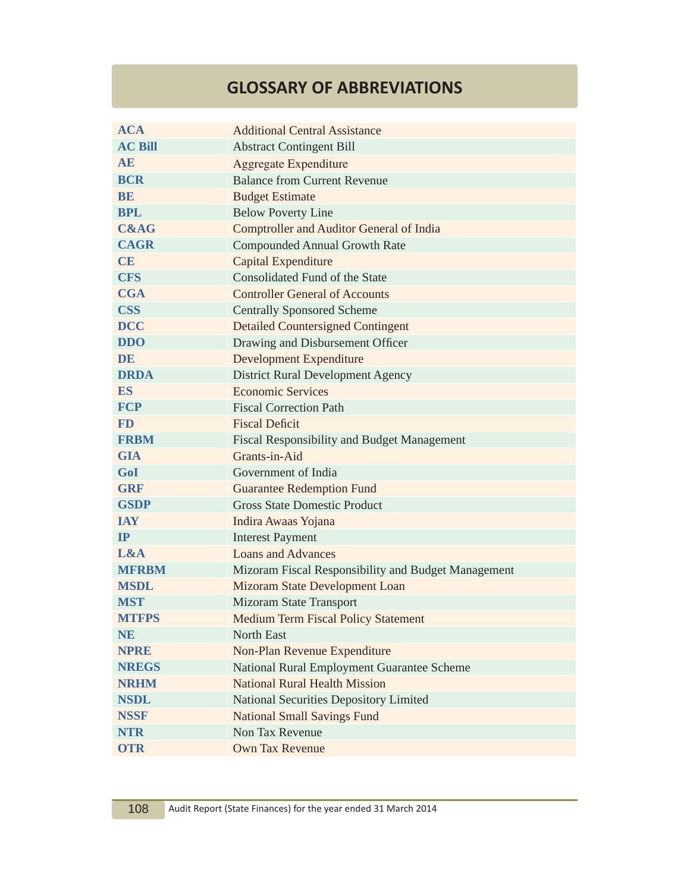# GLOSSARY OF ABBREVIATIONS

| | |
|---|---|
| **ACA** | Additional Central Assistance |
| **AC Bill** | Abstract Contingent Bill |
| **AE** | Aggregate Expenditure |
| **BCR** | Balance from Current Revenue |
| **BE** | Budget Estimate |
| **BPL** | Below Poverty Line |
| **C&AG** | Comptroller and Auditor General of India |
| **CAGR** | Compounded Annual Growth Rate |
| **CE** | Capital Expenditure |
| **CFS** | Consolidated Fund of the State |
| **CGA** | Controller General of Accounts |
| **CSS** | Centrally Sponsored Scheme |
| **DCC** | Detailed Countersigned Contingent |
| **DDO** | Drawing and Disbursement Officer |
| **DE** | Development Expenditure |
| **DRDA** | District Rural Development Agency |
| **ES** | Economic Services |
| **FCP** | Fiscal Correction Path |
| **FD** | Fiscal Deficit |
| **FRBM** | Fiscal Responsibility and Budget Management |
| **GIA** | Grants-in-Aid |
| **GoI** | Government of India |
| **GRF** | Guarantee Redemption Fund |
| **GSDP** | Gross State Domestic Product |
| **IAY** | Indira Awaas Yojana |
| **IP** | Interest Payment |
| **L&A** | Loans and Advances |
| **MFRBM** | Mizoram Fiscal Responsibility and Budget Management |
| **MSDL** | Mizoram State Development Loan |
| **MST** | Mizoram State Transport |
| **MTFPS** | Medium Term Fiscal Policy Statement |
| **NE** | North East |
| **NPRE** | Non-Plan Revenue Expenditure |
| **NREGS** | National Rural Employment Guarantee Scheme |
| **NRHM** | National Rural Health Mission |
| **NSDL** | National Securities Depository Limited |
| **NSSF** | National Small Savings Fund |
| **NTR** | Non Tax Revenue |
| **OTR** | Own Tax Revenue |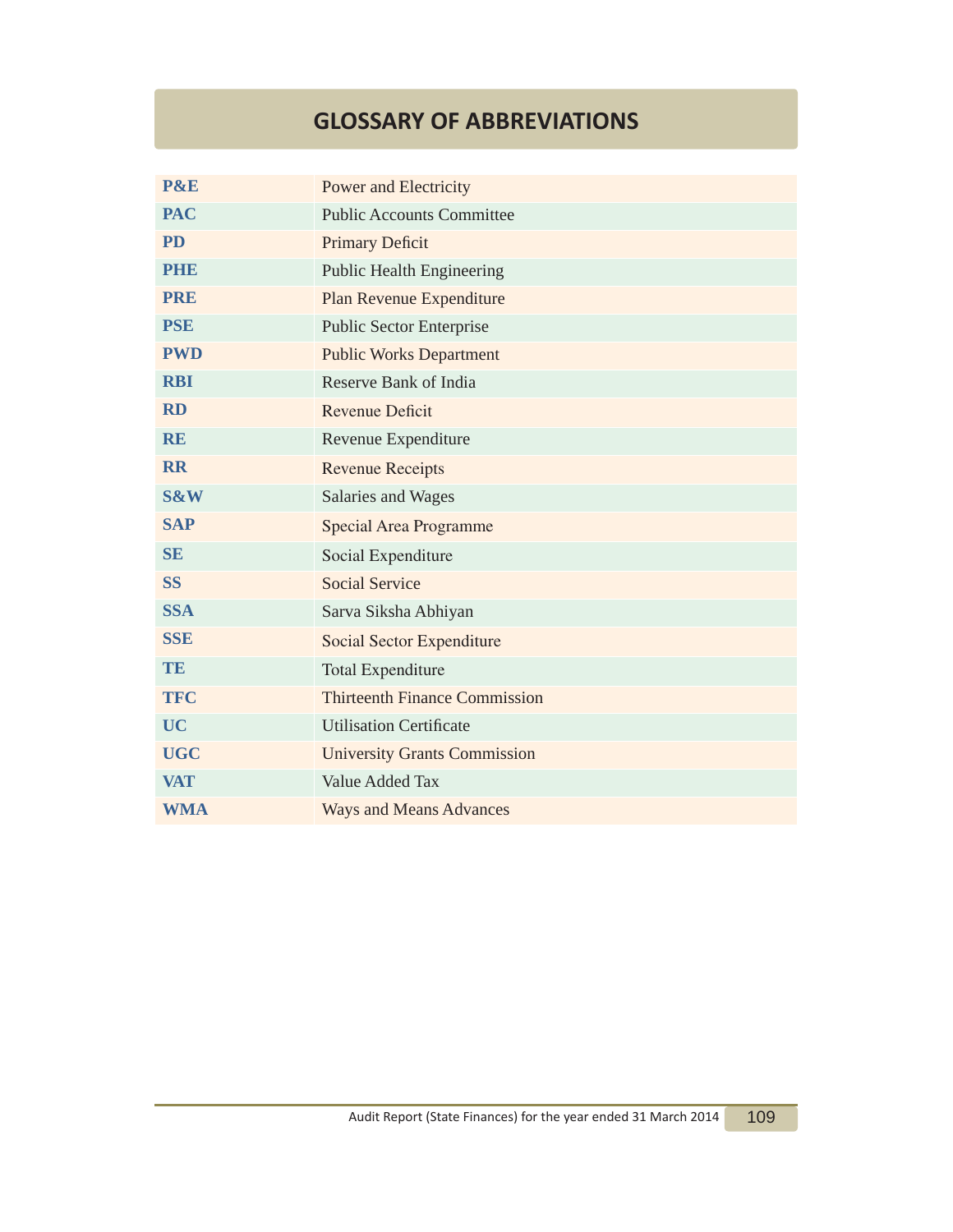# GLOSSARY OF ABBREVIATIONS

| | |
|---|---|
| **P&E** | Power and Electricity |
| **PAC** | Public Accounts Committee |
| **PD** | Primary Deficit |
| **PHE** | Public Health Engineering |
| **PRE** | Plan Revenue Expenditure |
| **PSE** | Public Sector Enterprise |
| **PWD** | Public Works Department |
| **RBI** | Reserve Bank of India |
| **RD** | Revenue Deficit |
| **RE** | Revenue Expenditure |
| **RR** | Revenue Receipts |
| **S&W** | Salaries and Wages |
| **SAP** | Special Area Programme |
| **SE** | Social Expenditure |
| **SS** | Social Service |
| **SSA** | Sarva Siksha Abhiyan |
| **SSE** | Social Sector Expenditure |
| **TE** | Total Expenditure |
| **TFC** | Thirteenth Finance Commission |
| **UC** | Utilisation Certificate |
| **UGC** | University Grants Commission |
| **VAT** | Value Added Tax |
| **WMA** | Ways and Means Advances |